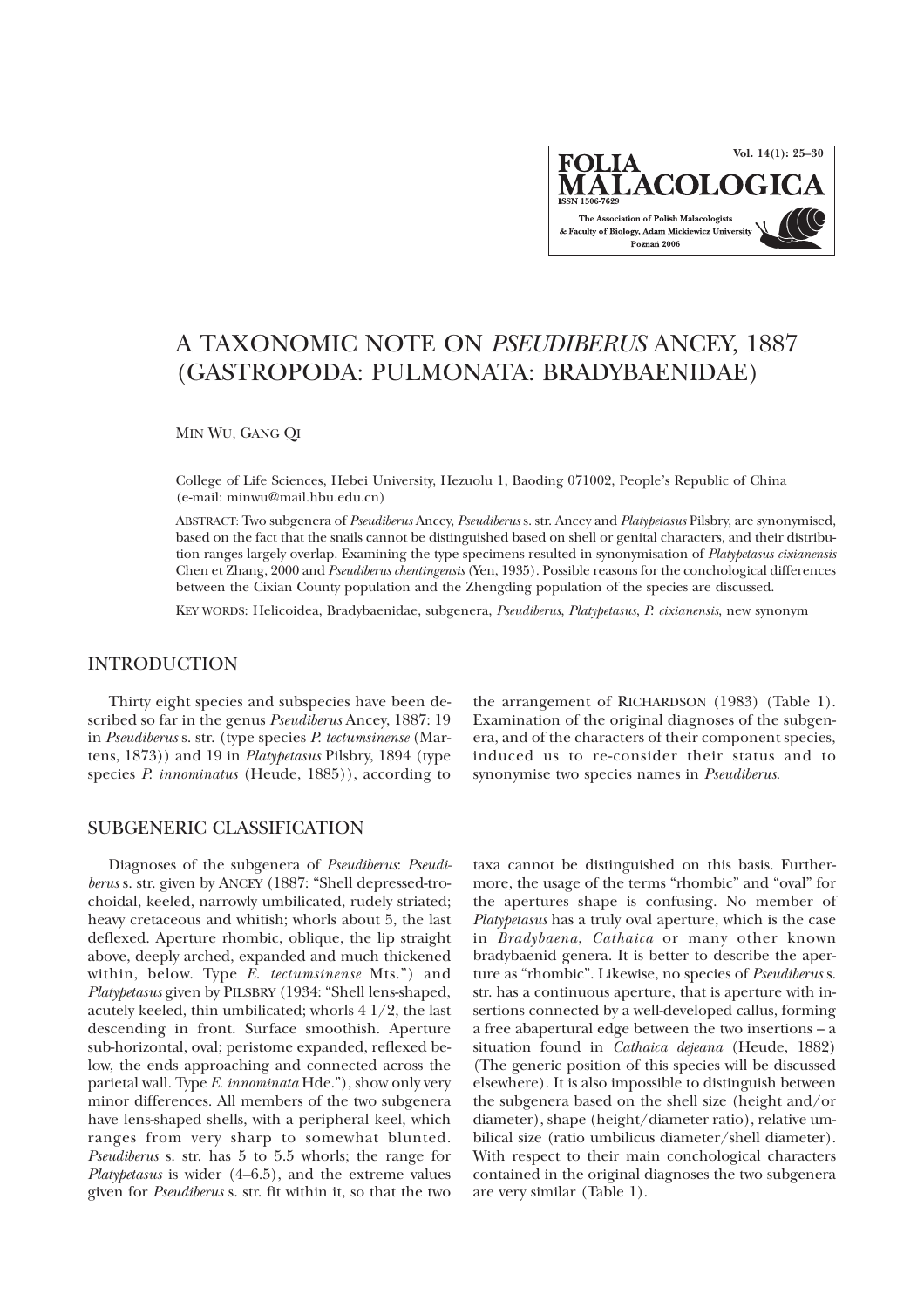# A TAXONOMIC NOTE ON *PSEUDIBERUS* ANCEY, 1887 (GASTROPODA: PULMONATA: BRADYBAENIDAE)

MIN WU, GANG QI

College of Life Sciences, Hebei University, Hezuolu 1, Baoding 071002, People's Republic of China (e-mail: minwu@mail.hbu.edu.cn)

ABSTRACT: Two subgenera of *Pseudiberus* Ancey, *Pseudiberus* s. str. Ancey and *Platypetasus* Pilsbry, are synonymised, based on the fact that the snails cannot be distinguished based on shell or genital characters, and their distribution ranges largely overlap. Examining the type specimens resulted in synonymisation of *Platypetasus cixianensis* Chen et Zhang, 2000 and *Pseudiberus chentingensis* (Yen, 1935). Possible reasons for the conchological differences between the Cixian County population and the Zhengding population of the species are discussed.

KEY WORDS: Helicoidea, Bradybaenidae, subgenera, *Pseudiberus*, *Platypetasus*, *P. cixianensis*, new synonym

## INTRODUCTION

Thirty eight species and subspecies have been described so far in the genus *Pseudiberus* Ancey, 1887: 19 in *Pseudiberus* s. str. (type species *P. tectumsinense* (Martens, 1873)) and 19 in *Platypetasus* Pilsbry, 1894 (type species *P. innominatus* (Heude, 1885)), according to the arrangement of RICHARDSON (1983) (Table 1). Examination of the original diagnoses of the subgenera, and of the characters of their component species, induced us to re-consider their status and to synonymise two species names in *Pseudiberus*.

## SUBGENERIC CLASSIFICATION

Diagnoses of the subgenera of *Pseudiberus*: *Pseudiberus* s. str. given by ANCEY (1887: "Shell depressed-trochoidal, keeled, narrowly umbilicated, rudely striated; heavy cretaceous and whitish; whorls about 5, the last deflexed. Aperture rhombic, oblique, the lip straight above, deeply arched, expanded and much thickened within, below. Type *E. tectumsinense* Mts.") and *Platypetasus* given by PILSBRY (1934: "Shell lens-shaped, acutely keeled, thin umbilicated; whorls 4 1/2, the last descending in front. Surface smoothish. Aperture sub-horizontal, oval; peristome expanded, reflexed below, the ends approaching and connected across the parietal wall. Type *E. innominata* Hde."), show only very minor differences. All members of the two subgenera have lens-shaped shells, with a peripheral keel, which ranges from very sharp to somewhat blunted. *Pseudiberus* s. str. has 5 to 5.5 whorls; the range for *Platypetasus* is wider (4–6.5), and the extreme values given for *Pseudiberus* s. str. fit within it, so that the two taxa cannot be distinguished on this basis. Furthermore, the usage of the terms "rhombic" and "oval" for the apertures shape is confusing. No member of *Platypetasus* has a truly oval aperture, which is the case in *Bradybaena*, *Cathaica* or many other known bradybaenid genera. It is better to describe the aperture as "rhombic". Likewise, no species of *Pseudiberus* s. str. has a continuous aperture, that is aperture with insertions connected by a well-developed callus, forming a free abapertural edge between the two insertions – a situation found in *Cathaica dejeana* (Heude, 1882) (The generic position of this species will be discussed elsewhere). It is also impossible to distinguish between the subgenera based on the shell size (height and/or diameter), shape (height/diameter ratio), relative umbilical size (ratio umbilicus diameter/shell diameter). With respect to their main conchological characters contained in the original diagnoses the two subgenera are very similar (Table 1).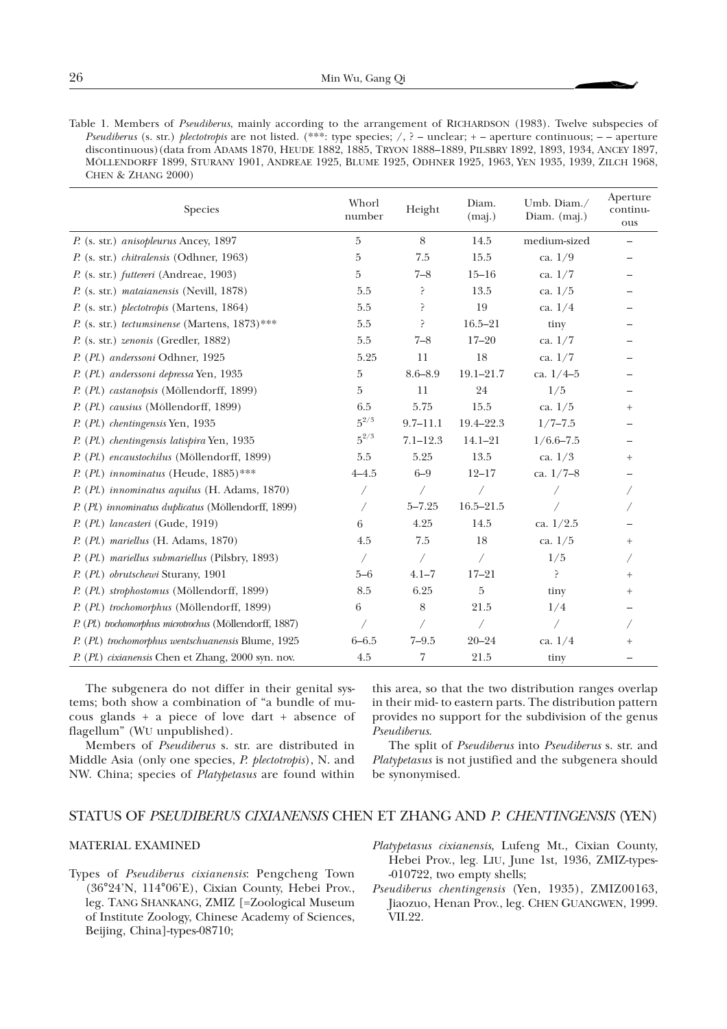Table 1. Members of *Pseudiberus*, mainly according to the arrangement of RICHARDSON (1983). Twelve subspecies of *Pseudiberus* (s. str.) *plectotropis* are not listed. (***: type species; /, ? – unclear; + – aperture continuous; – – aperture discontinuous) (data from ADAMS 1870, HEUDE 1882, 1885, TRYON 1888–1889, PILSBRY 1892, 1893, 1934, ANCEY 1897, MÖLLENDORFF 1899, STURANY 1901, ANDREAE 1925, BLUME 1925, ODHNER 1925, 1963, YEN 1935, 1939, ZILCH 1968, CHEN & ZHANG 2000)

| Species | Whorl number | Height | Diam. (maj.) | Umb. Diam./ Diam. (maj.) | Aperture continuous |
|---|---|---|---|---|---|
| *P.* (s. str.) *anisopleurus* Ancey, 1897 | 5 | 8 | 14.5 | medium-sized | – |
| *P.* (s. str.) *chitralensis* (Odhner, 1963) | 5 | 7.5 | 15.5 | ca. 1/9 | – |
| *P.* (s. str.) *futtereri* (Andreae, 1903) | 5 | 7–8 | 15–16 | ca. 1/7 | – |
| *P.* (s. str.) *mataianensis* (Nevill, 1878) | 5.5 | ? | 13.5 | ca. 1/5 | – |
| *P.* (s. str.) *plectotropis* (Martens, 1864) | 5.5 | ? | 19 | ca. 1/4 | – |
| *P.* (s. str.) *tectumsinense* (Martens, 1873)*** | 5.5 | ? | 16.5–21 | tiny | – |
| *P.* (s. str.) *zenonis* (Gredler, 1882) | 5.5 | 7–8 | 17–20 | ca. 1/7 | – |
| *P.* (*Pl.*) *anderssoni* Odhner, 1925 | 5.25 | 11 | 18 | ca. 1/7 | – |
| *P.* (*Pl.*) *anderssoni depressa* Yen, 1935 | 5 | 8.6–8.9 | 19.1–21.7 | ca. 1/4–5 | – |
| *P.* (*Pl.*) *castanopsis* (Möllendorff, 1899) | 5 | 11 | 24 | 1/5 | – |
| *P.* (*Pl.*) *causius* (Möllendorff, 1899) | 6.5 | 5.75 | 15.5 | ca. 1/5 | + |
| *P.* (*Pl.*) *chentingensis* Yen, 1935 | $5^{2/3}$ | 9.7–11.1 | 19.4–22.3 | 1/7–7.5 | – |
| *P.* (*Pl.*) *chentingensis latispira* Yen, 1935 | $5^{2/3}$ | 7.1–12.3 | 14.1–21 | 1/6.6–7.5 | – |
| *P.* (*Pl.*) *encaustochilus* (Möllendorff, 1899) | 5.5 | 5.25 | 13.5 | ca. 1/3 | + |
| *P.* (*Pl.*) *innominatus* (Heude, 1885)*** | 4–4.5 | 6–9 | 12–17 | ca. 1/7–8 | – |
| *P.* (*Pl.*) *innominatus aquilus* (H. Adams, 1870) | / | / | / | / | / |
| *P.* (*Pl.*) *innominatus duplicatus* (Möllendorff, 1899) | / | 5–7.25 | 16.5–21.5 | / | / |
| *P.* (*Pl.*) *lancasteri* (Gude, 1919) | 6 | 4.25 | 14.5 | ca. 1/2.5 | – |
| *P.* (*Pl.*) *mariellus* (H. Adams, 1870) | 4.5 | 7.5 | 18 | ca. 1/5 | + |
| *P.* (*Pl.*) *mariellus submariellus* (Pilsbry, 1893) | / | / | / | 1/5 | / |
| *P.* (*Pl.*) *obrutschewi* Sturany, 1901 | 5–6 | 4.1–7 | 17–21 | ? | + |
| *P.* (*Pl.*) *strophostomus* (Möllendorff, 1899) | 8.5 | 6.25 | 5 | tiny | + |
| *P.* (*Pl.*) *trochomorphus* (Möllendorff, 1899) | 6 | 8 | 21.5 | 1/4 | – |
| *P.* (*Pl.*) *trochomorphus microtrochus* (Möllendorff, 1887) | / | / | / | / | / |
| *P.* (*Pl.*) *trochomorphus wentschuanensis* Blume, 1925 | 6–6.5 | 7–9.5 | 20–24 | ca. 1/4 | + |
| *P.* (*Pl.*) *cixianensis* Chen et Zhang, 2000 syn. nov. | 4.5 | 7 | 21.5 | tiny | – |

The subgenera do not differ in their genital systems; both show a combination of "a bundle of mucous glands + a piece of love dart + absence of flagellum" (WU unpublished).

Members of *Pseudiberus* s. str. are distributed in Middle Asia (only one species, *P. plectotropis*), N. and NW. China; species of *Platypetasus* are found within this area, so that the two distribution ranges overlap in their mid- to eastern parts. The distribution pattern provides no support for the subdivision of the genus *Pseudiberus*.

The split of *Pseudiberus* into *Pseudiberus* s. str. and *Platypetasus* is not justified and the subgenera should be synonymised.

## STATUS OF *PSEUDIBERUS CIXIANENSIS* CHEN ET ZHANG AND *P. CHENTINGENSIS* (YEN)

### MATERIAL EXAMINED

Types of *Pseudiberus cixianensis*: Pengcheng Town (36°24'N, 114°06'E), Cixian County, Hebei Prov., leg. TANG SHANKANG, ZMIZ [=Zoological Museum of Institute Zoology, Chinese Academy of Sciences, Beijing, China]-types-08710;

*Platypetasus cixianensis*, Lufeng Mt., Cixian County, Hebei Prov., leg. LIU, June 1st, 1936, ZMIZ-types-010722, two empty shells;

*Pseudiberus chentingensis* (Yen, 1935), ZMIZ00163, Jiaozuo, Henan Prov., leg. CHEN GUANGWEN, 1999. VII.22.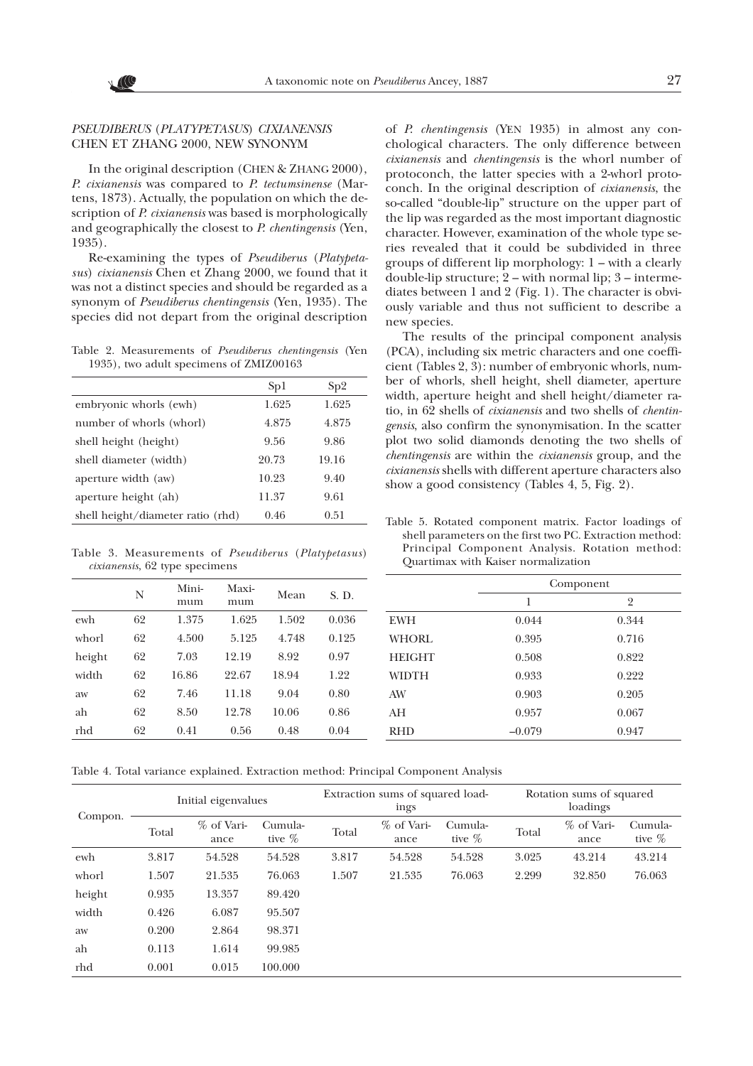## *PSEUDIBERUS* (*PLATYPETASUS*) *CIXIANENSIS* CHEN ET ZHANG 2000, NEW SYNONYM

In the original description (CHEN & ZHANG 2000), *P. cixianensis* was compared to *P. tectumsinense* (Martens, 1873). Actually, the population on which the description of *P. cixianensis* was based is morphologically and geographically the closest to *P. chentingensis* (Yen, 1935).

Re-examining the types of *Pseudiberus* (*Platypetasus*) *cixianensis* Chen et Zhang 2000, we found that it was not a distinct species and should be regarded as a synonym of *Pseudiberus chentingensis* (Yen, 1935). The species did not depart from the original description of *P. chentingensis* (YEN 1935) in almost any conchological characters. The only difference between *cixianensis* and *chentingensis* is the whorl number of protoconch, the latter species with a 2-whorl protoconch. In the original description of *cixianensis*, the so-called "double-lip" structure on the upper part of the lip was regarded as the most important diagnostic character. However, examination of the whole type series revealed that it could be subdivided in three groups of different lip morphology: 1 – with a clearly double-lip structure; 2 – with normal lip; 3 – intermediates between 1 and 2 (Fig. 1). The character is obviously variable and thus not sufficient to describe a new species.

The results of the principal component analysis (PCA), including six metric characters and one coefficient (Tables 2, 3): number of embryonic whorls, number of whorls, shell height, shell diameter, aperture width, aperture height and shell height/diameter ratio, in 62 shells of *cixianensis* and two shells of *chentingensis*, also confirm the synonymisation. In the scatter plot two solid diamonds denoting the two shells of *chentingensis* are within the *cixianensis* group, and the *cixianensis* shells with different aperture characters also show a good consistency (Tables 4, 5, Fig. 2).

Table 2. Measurements of *Pseudiberus chentingensis* (Yen 1935), two adult specimens of ZMIZ00163

| | Sp1 | Sp2 |
|---|---|---|
| embryonic whorls (ewh) | 1.625 | 1.625 |
| number of whorls (whorl) | 4.875 | 4.875 |
| shell height (height) | 9.56 | 9.86 |
| shell diameter (width) | 20.73 | 19.16 |
| aperture width (aw) | 10.23 | 9.40 |
| aperture height (ah) | 11.37 | 9.61 |
| shell height/diameter ratio (rhd) | 0.46 | 0.51 |

Table 3. Measurements of *Pseudiberus* (*Platypetasus*) *cixianensis*, 62 type specimens

| | N | Minimum | Maximum | Mean | S. D. |
|---|---|---|---|---|---|
| ewh | 62 | 1.375 | 1.625 | 1.502 | 0.036 |
| whorl | 62 | 4.500 | 5.125 | 4.748 | 0.125 |
| height | 62 | 7.03 | 12.19 | 8.92 | 0.97 |
| width | 62 | 16.86 | 22.67 | 18.94 | 1.22 |
| aw | 62 | 7.46 | 11.18 | 9.04 | 0.80 |
| ah | 62 | 8.50 | 12.78 | 10.06 | 0.86 |
| rhd | 62 | 0.41 | 0.56 | 0.48 | 0.04 |

Table 5. Rotated component matrix. Factor loadings of shell parameters on the first two PC. Extraction method: Principal Component Analysis. Rotation method: Quartimax with Kaiser normalization

| | Component | |
|---|---|---|
| | 1 | 2 |
| EWH | 0.044 | 0.344 |
| WHORL | 0.395 | 0.716 |
| HEIGHT | 0.508 | 0.822 |
| WIDTH | 0.933 | 0.222 |
| AW | 0.903 | 0.205 |
| AH | 0.957 | 0.067 |
| RHD | −0.079 | 0.947 |

Table 4. Total variance explained. Extraction method: Principal Component Analysis

| Compon. | Initial eigenvalues | | | Extraction sums of squared loadings | | | Rotation sums of squared loadings | | |
|---|---|---|---|---|---|---|---|---|---|
| | Total | % of Variance | Cumulative % | Total | % of Variance | Cumulative % | Total | % of Variance | Cumulative % |
| ewh | 3.817 | 54.528 | 54.528 | 3.817 | 54.528 | 54.528 | 3.025 | 43.214 | 43.214 |
| whorl | 1.507 | 21.535 | 76.063 | 1.507 | 21.535 | 76.063 | 2.299 | 32.850 | 76.063 |
| height | 0.935 | 13.357 | 89.420 | | | | | | |
| width | 0.426 | 6.087 | 95.507 | | | | | | |
| aw | 0.200 | 2.864 | 98.371 | | | | | | |
| ah | 0.113 | 1.614 | 99.985 | | | | | | |
| rhd | 0.001 | 0.015 | 100.000 | | | | | | |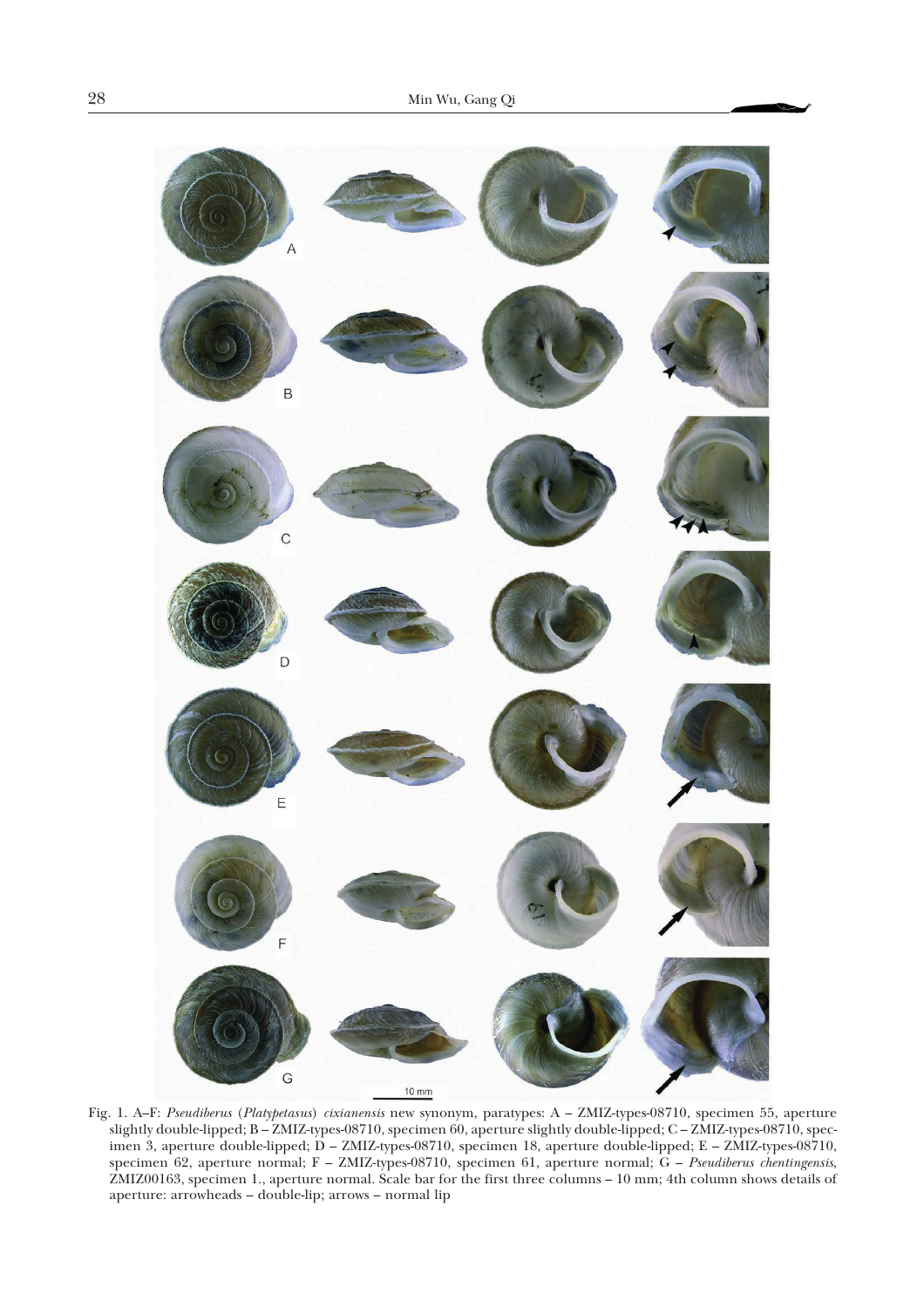Fig. 1. A–F: *Pseudiberus* (*Platypetasus*) *cixianensis* new synonym, paratypes: A – ZMIZ-types-08710, specimen 55, aperture slightly double-lipped; B – ZMIZ-types-08710, specimen 60, aperture slightly double-lipped; C – ZMIZ-types-08710, specimen 3, aperture double-lipped; D – ZMIZ-types-08710, specimen 18, aperture double-lipped; E – ZMIZ-types-08710, specimen 62, aperture normal; F – ZMIZ-types-08710, specimen 61, aperture normal; G – *Pseudiberus chentingensis*, ZMIZ00163, specimen 1., aperture normal. Scale bar for the first three columns – 10 mm; 4th column shows details of aperture: arrowheads – double-lip; arrows – normal lip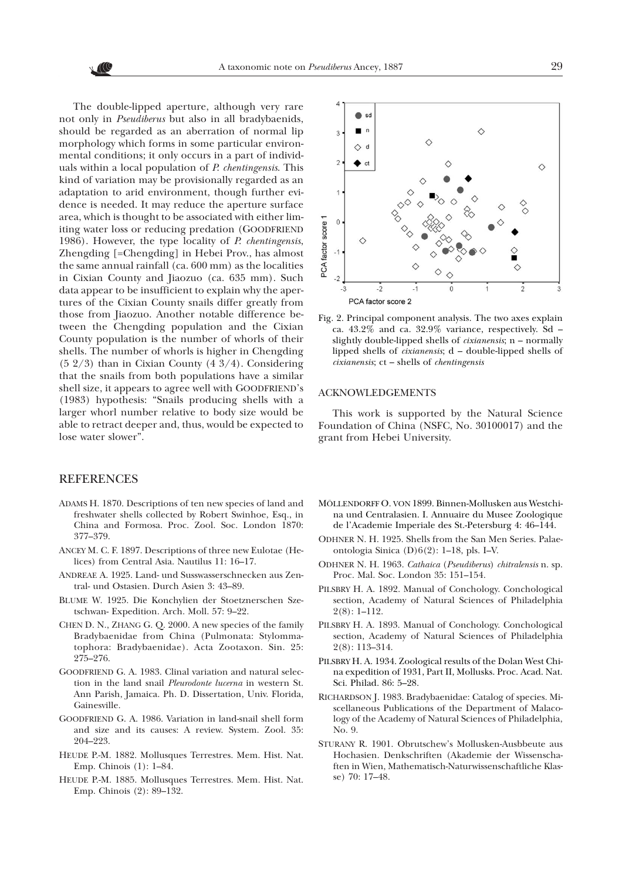The double-lipped aperture, although very rare not only in *Pseudiberus* but also in all bradybaenids, should be regarded as an aberration of normal lip morphology which forms in some particular environmental conditions; it only occurs in a part of individuals within a local population of *P. chentingensis*. This kind of variation may be provisionally regarded as an adaptation to arid environment, though further evidence is needed. It may reduce the aperture surface area, which is thought to be associated with either limiting water loss or reducing predation (GOODFRIEND 1986). However, the type locality of *P. chentingensis*, Zhengding [=Chengding] in Hebei Prov., has almost the same annual rainfall (ca. 600 mm) as the localities in Cixian County and Jiaozuo (ca. 635 mm). Such data appear to be insufficient to explain why the apertures of the Cixian County snails differ greatly from those from Jiaozuo. Another notable difference between the Chengding population and the Cixian County population is the number of whorls of their shells. The number of whorls is higher in Chengding (5 2/3) than in Cixian County (4 3/4). Considering that the snails from both populations have a similar shell size, it appears to agree well with GOODFRIEND's (1983) hypothesis: "Snails producing shells with a larger whorl number relative to body size would be able to retract deeper and, thus, would be expected to lose water slower".

Fig. 2. Principal component analysis. The two axes explain ca. 43.2% and ca. 32.9% variance, respectively. Sd – slightly double-lipped shells of *cixianensis*; n – normally lipped shells of *cixianensis*; d – double-lipped shells of *cixianensis*; ct – shells of *chentingensis*

## ACKNOWLEDGEMENTS

This work is supported by the Natural Science Foundation of China (NSFC, No. 30100017) and the grant from Hebei University.

## REFERENCES

ADAMS H. 1870. Descriptions of ten new species of land and freshwater shells collected by Robert Swinhoe, Esq., in China and Formosa. Proc. Zool. Soc. London 1870: 377–379.

ANCEY M. C. F. 1897. Descriptions of three new Eulotae (Helices) from Central Asia. Nautilus 11: 16–17.

ANDREAE A. 1925. Land- und Susswasserschnecken aus Zentral- und Ostasien. Durch Asien 3: 43–89.

BLUME W. 1925. Die Konchylien der Stoetznerschen Szetschwan- Expedition. Arch. Moll. 57: 9–22.

CHEN D. N., ZHANG G. Q. 2000. A new species of the family Bradybaenidae from China (Pulmonata: Stylommatophora: Bradybaenidae). Acta Zootaxon. Sin. 25: 275–276.

GOODFRIEND G. A. 1983. Clinal variation and natural selection in the land snail *Pleurodonte lucerna* in western St. Ann Parish, Jamaica. Ph. D. Dissertation, Univ. Florida, Gainesville.

GOODFRIEND G. A. 1986. Variation in land-snail shell form and size and its causes: A review. System. Zool. 35: 204–223.

HEUDE P.-M. 1882. Mollusques Terrestres. Mem. Hist. Nat. Emp. Chinois (1): 1–84.

HEUDE P.-M. 1885. Mollusques Terrestres. Mem. Hist. Nat. Emp. Chinois (2): 89–132.

MÖLLENDORFF O. VON 1899. Binnen-Mollusken aus Westchina und Centralasien. I. Annuaire du Musee Zoologique de l'Academie Imperiale des St.-Petersburg 4: 46–144.

ODHNER N. H. 1925. Shells from the San Men Series. Palaeontologia Sinica (D)6(2): 1–18, pls. I–V.

ODHNER N. H. 1963. *Cathaica* (*Pseudiberus*) *chitralensis* n. sp. Proc. Mal. Soc. London 35: 151–154.

PILSBRY H. A. 1892. Manual of Conchology. Conchological section, Academy of Natural Sciences of Philadelphia 2(8): 1–112.

PILSBRY H. A. 1893. Manual of Conchology. Conchological section, Academy of Natural Sciences of Philadelphia 2(8): 113–314.

PILSBRY H. A. 1934. Zoological results of the Dolan West China expedition of 1931, Part II, Mollusks. Proc. Acad. Nat. Sci. Philad. 86: 5–28.

RICHARDSON J. 1983. Bradybaenidae: Catalog of species. Miscellaneous Publications of the Department of Malacology of the Academy of Natural Sciences of Philadelphia, No. 9.

STURANY R. 1901. Obrutschew's Mollusken-Ausbbeute aus Hochasien. Denkschriften (Akademie der Wissenschaften in Wien, Mathematisch-Naturwissenschaftliche Klasse) 70: 17–48.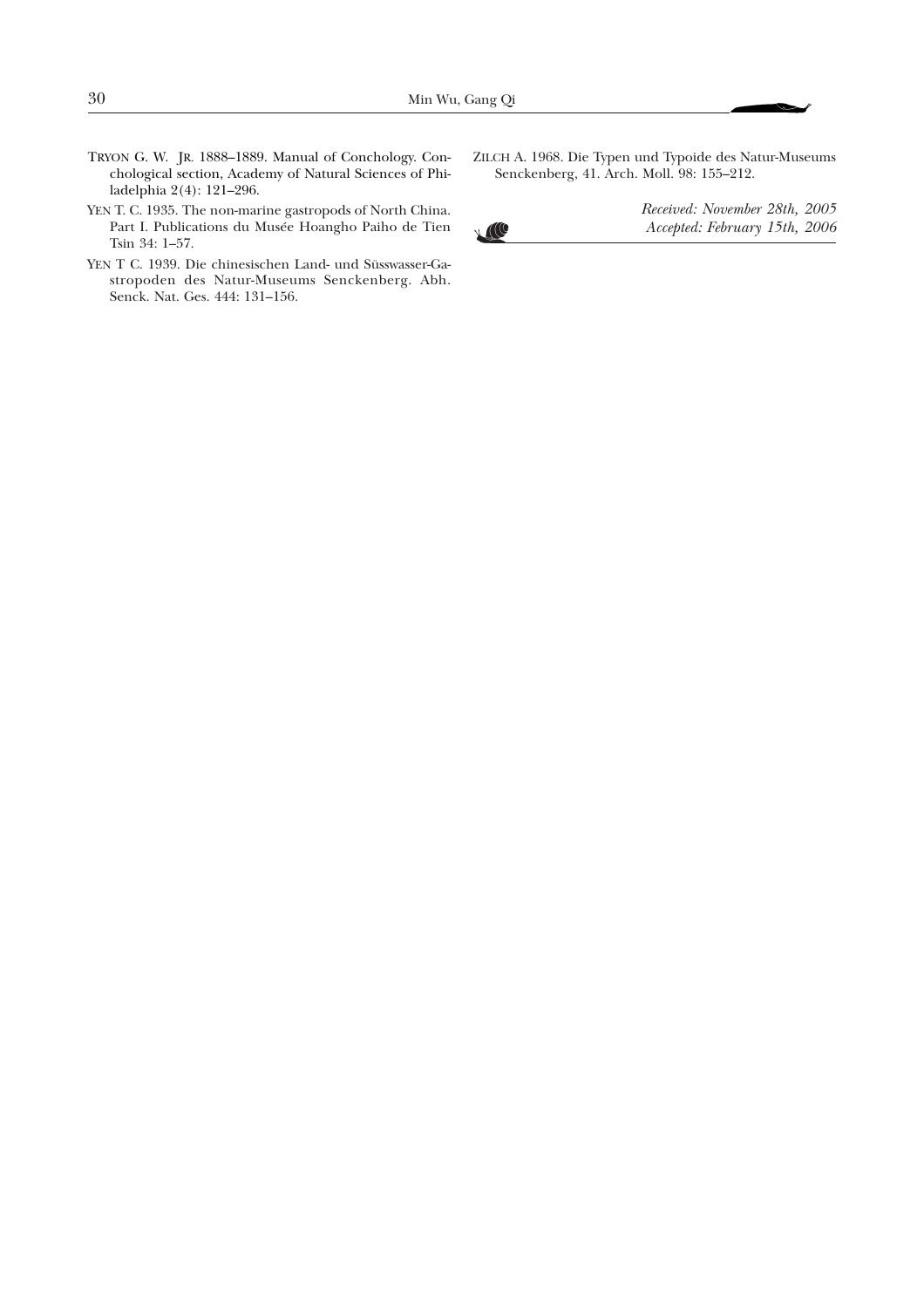TRYON G. W. JR. 1888–1889. Manual of Conchology. Conchological section, Academy of Natural Sciences of Philadelphia 2(4): 121–296.

YEN T. C. 1935. The non-marine gastropods of North China. Part I. Publications du Musée Hoangho Paiho de Tien Tsin 34: 1–57.

YEN T C. 1939. Die chinesischen Land- und Süsswasser-Gastropoden des Natur-Museums Senckenberg. Abh. Senck. Nat. Ges. 444: 131–156.

ZILCH A. 1968. Die Typen und Typoide des Natur-Museums Senckenberg, 41. Arch. Moll. 98: 155–212.

*Received: November 28th, 2005*
*Accepted: February 15th, 2006*